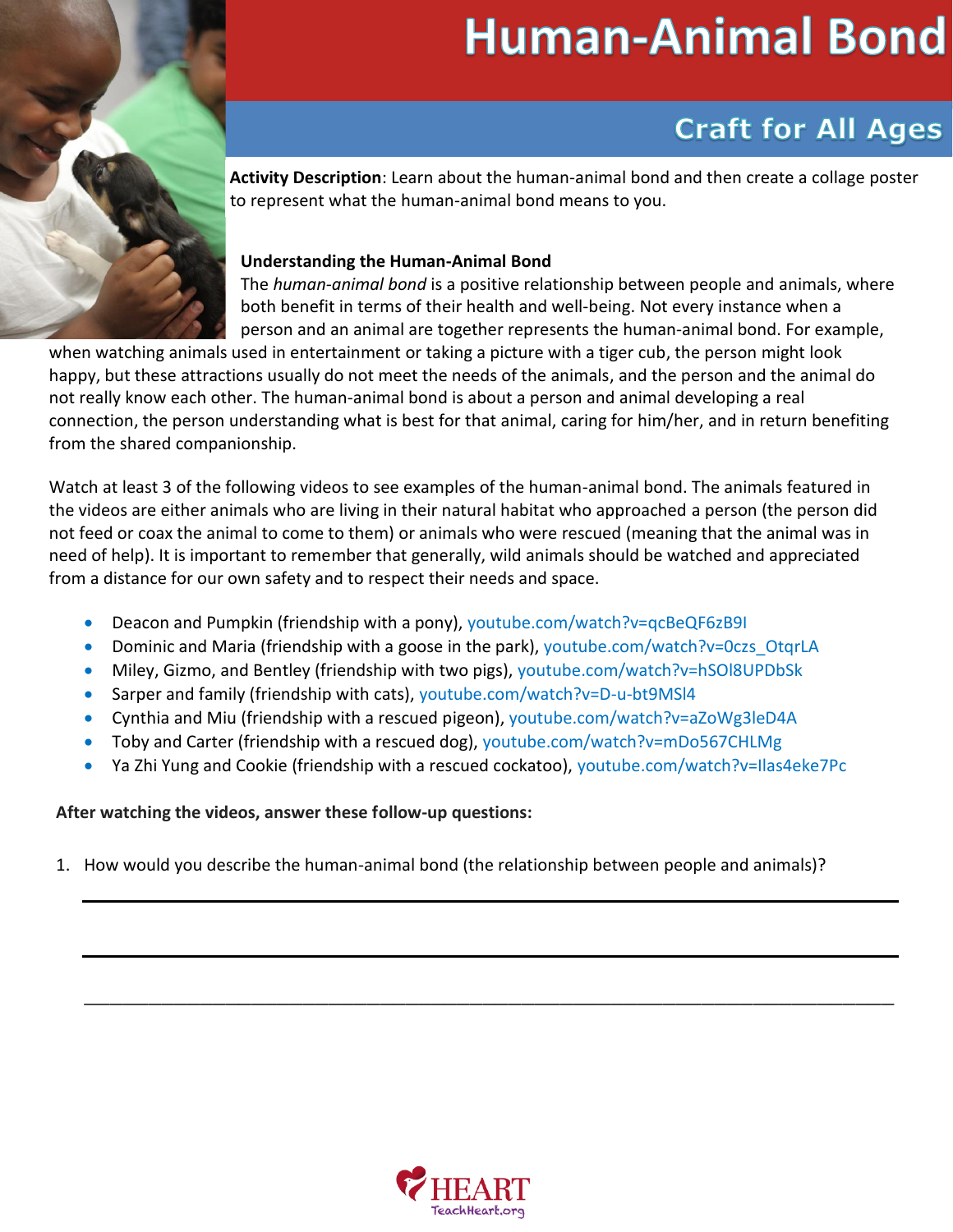# Human-Animal Bond

## Craft for All Ages

**Activity Description**: Learn about the human-animal bond and then create a collage poster to represent what the human-animal bond means to you.

**Understanding the Human-Animal Bond**

The *human-animal bond* is a positive relationship between people and animals, where both benefit in terms of their health and well-being. Not every instance when a person and an animal are together represents the human-animal bond. For example, when watching animals used in entertainment or taking a picture with a tiger cub, the person might look happy, but these attractions usually do not meet the needs of the animals, and the person and the animal do not really know each other. The human-animal bond is about a person and animal developing a real connection, the person understanding what is best for that animal, caring for him/her, and in return benefiting from the shared companionship.

Watch at least 3 of the following videos to see examples of the human-animal bond. The animals featured in the videos are either animals who are living in their natural habitat who approached a person (the person did not feed or coax the animal to come to them) or animals who were rescued (meaning that the animal was in need of help). It is important to remember that generally, wild animals should be watched and appreciated from a distance for our own safety and to respect their needs and space.

- Deacon and Pumpkin (friendship with a pony), youtube.com/watch?v=qcBeQF6zB9I
- Dominic and Maria (friendship with a goose in the park), youtube.com/watch?v=0czs_OtqrLA
- Miley, Gizmo, and Bentley (friendship with two pigs), youtube.com/watch?v=hSOl8UPDbSk
- Sarper and family (friendship with cats), youtube.com/watch?v=D-u-bt9MSl4
- Cynthia and Miu (friendship with a rescued pigeon), youtube.com/watch?v=aZoWg3leD4A
- Toby and Carter (friendship with a rescued dog), youtube.com/watch?v=mDo567CHLMg
- Ya Zhi Yung and Cookie (friendship with a rescued cockatoo), youtube.com/watch?v=Ilas4eke7Pc

**After watching the videos, answer these follow-up questions:**

1. How would you describe the human-animal bond (the relationship between people and animals)?

_______________________________________________________________________________

_______________________________________________________________________________

_______________________________________________________________________________

HEART
TeachHeart.org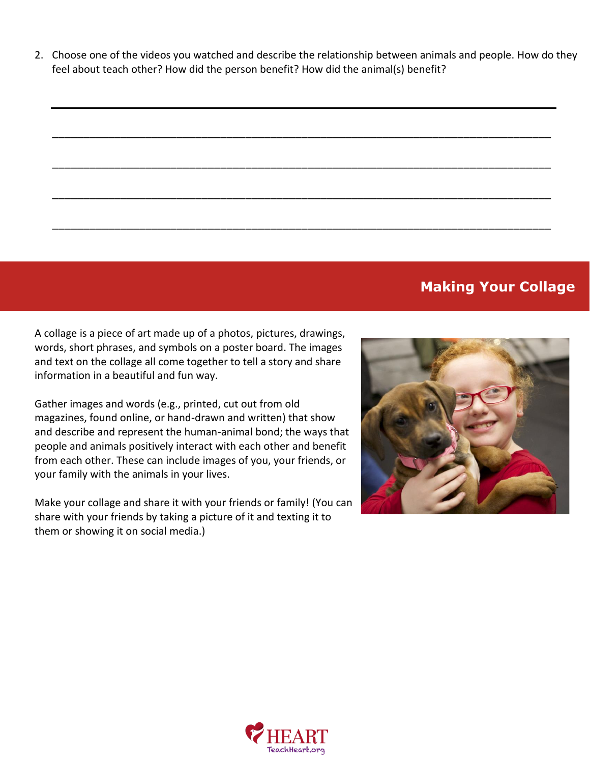2. Choose one of the videos you watched and describe the relationship between animals and people. How do they feel about teach other? How did the person benefit? How did the animal(s) benefit?

______________________________________________________________________________

______________________________________________________________________________

______________________________________________________________________________

______________________________________________________________________________

______________________________________________________________________________

## Making Your Collage

A collage is a piece of art made up of a photos, pictures, drawings, words, short phrases, and symbols on a poster board. The images and text on the collage all come together to tell a story and share information in a beautiful and fun way.

Gather images and words (e.g., printed, cut out from old magazines, found online, or hand-drawn and written) that show and describe and represent the human-animal bond; the ways that people and animals positively interact with each other and benefit from each other. These can include images of you, your friends, or your family with the animals in your lives.

Make your collage and share it with your friends or family! (You can share with your friends by taking a picture of it and texting it to them or showing it on social media.)